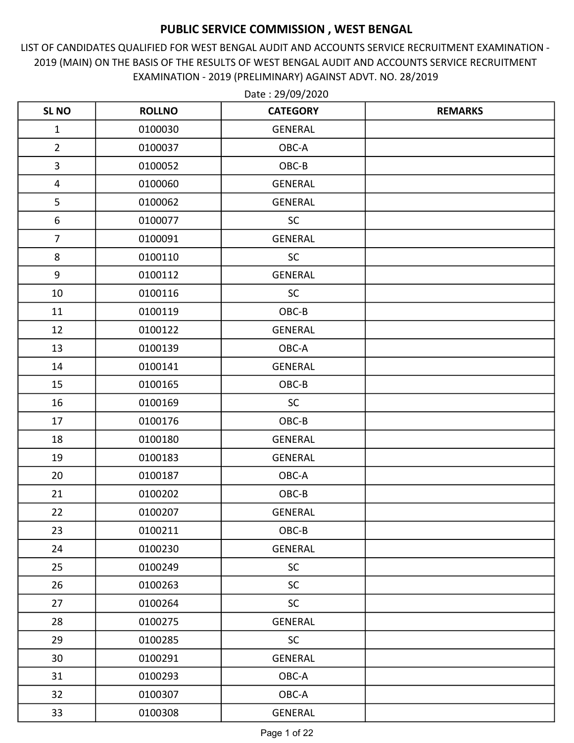# PUBLIC SERVICE COMMISSION , WEST BENGAL

LIST OF CANDIDATES QUALIFIED FOR WEST BENGAL AUDIT AND ACCOUNTS SERVICE RECRUITMENT EXAMINATION - 2019 (MAIN) ON THE BASIS OF THE RESULTS OF WEST BENGAL AUDIT AND ACCOUNTS SERVICE RECRUITMENT EXAMINATION - 2019 (PRELIMINARY) AGAINST ADVT. NO. 28/2019

Date : 29/09/2020

| SL NO | ROLLNO | CATEGORY | REMARKS |
|---|---|---|---|
| 1 | 0100030 | GENERAL | |
| 2 | 0100037 | OBC-A | |
| 3 | 0100052 | OBC-B | |
| 4 | 0100060 | GENERAL | |
| 5 | 0100062 | GENERAL | |
| 6 | 0100077 | SC | |
| 7 | 0100091 | GENERAL | |
| 8 | 0100110 | SC | |
| 9 | 0100112 | GENERAL | |
| 10 | 0100116 | SC | |
| 11 | 0100119 | OBC-B | |
| 12 | 0100122 | GENERAL | |
| 13 | 0100139 | OBC-A | |
| 14 | 0100141 | GENERAL | |
| 15 | 0100165 | OBC-B | |
| 16 | 0100169 | SC | |
| 17 | 0100176 | OBC-B | |
| 18 | 0100180 | GENERAL | |
| 19 | 0100183 | GENERAL | |
| 20 | 0100187 | OBC-A | |
| 21 | 0100202 | OBC-B | |
| 22 | 0100207 | GENERAL | |
| 23 | 0100211 | OBC-B | |
| 24 | 0100230 | GENERAL | |
| 25 | 0100249 | SC | |
| 26 | 0100263 | SC | |
| 27 | 0100264 | SC | |
| 28 | 0100275 | GENERAL | |
| 29 | 0100285 | SC | |
| 30 | 0100291 | GENERAL | |
| 31 | 0100293 | OBC-A | |
| 32 | 0100307 | OBC-A | |
| 33 | 0100308 | GENERAL | |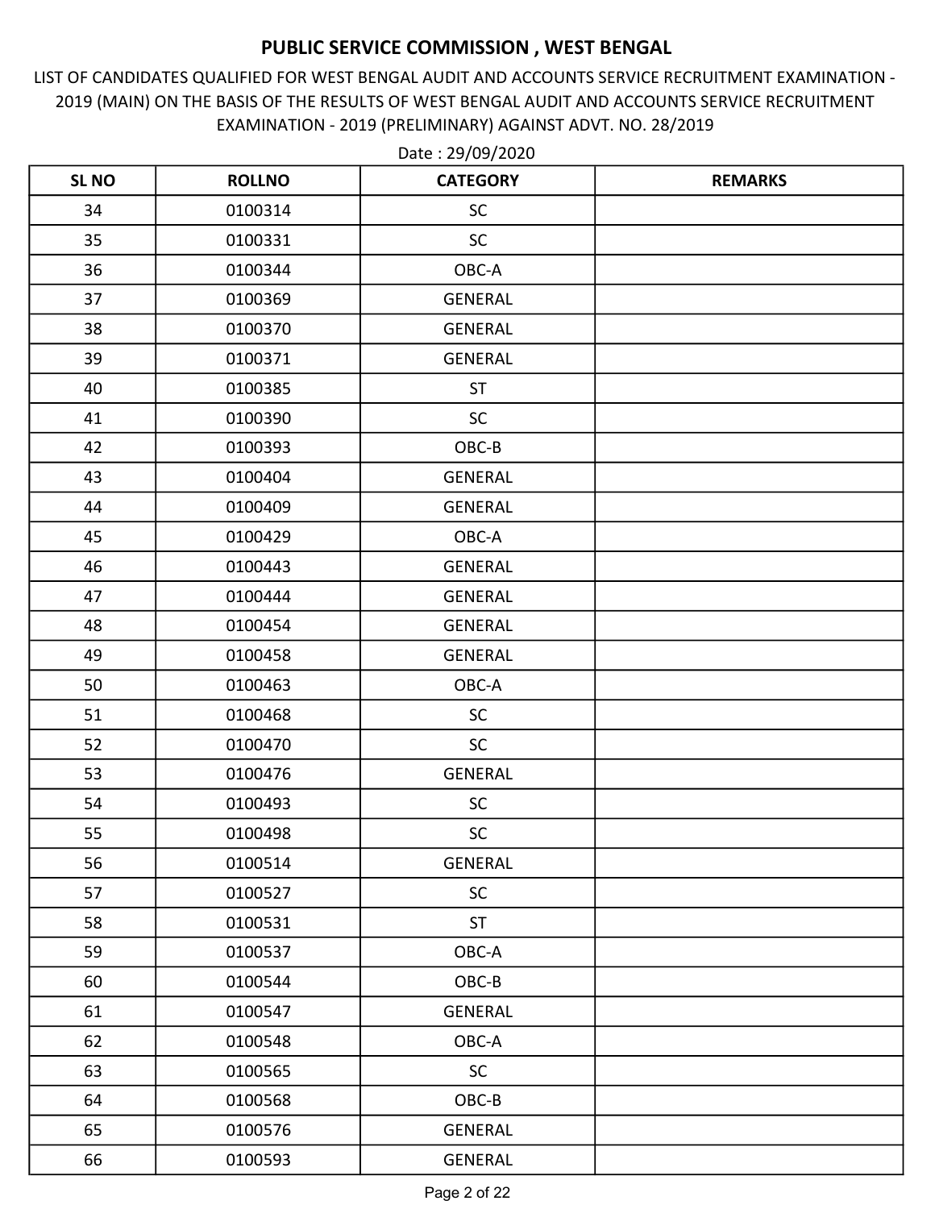# PUBLIC SERVICE COMMISSION , WEST BENGAL

LIST OF CANDIDATES QUALIFIED FOR WEST BENGAL AUDIT AND ACCOUNTS SERVICE RECRUITMENT EXAMINATION - 2019 (MAIN) ON THE BASIS OF THE RESULTS OF WEST BENGAL AUDIT AND ACCOUNTS SERVICE RECRUITMENT EXAMINATION - 2019 (PRELIMINARY) AGAINST ADVT. NO. 28/2019

Date : 29/09/2020

| SL NO | ROLLNO | CATEGORY | REMARKS |
|---|---|---|---|
| 34 | 0100314 | SC | |
| 35 | 0100331 | SC | |
| 36 | 0100344 | OBC-A | |
| 37 | 0100369 | GENERAL | |
| 38 | 0100370 | GENERAL | |
| 39 | 0100371 | GENERAL | |
| 40 | 0100385 | ST | |
| 41 | 0100390 | SC | |
| 42 | 0100393 | OBC-B | |
| 43 | 0100404 | GENERAL | |
| 44 | 0100409 | GENERAL | |
| 45 | 0100429 | OBC-A | |
| 46 | 0100443 | GENERAL | |
| 47 | 0100444 | GENERAL | |
| 48 | 0100454 | GENERAL | |
| 49 | 0100458 | GENERAL | |
| 50 | 0100463 | OBC-A | |
| 51 | 0100468 | SC | |
| 52 | 0100470 | SC | |
| 53 | 0100476 | GENERAL | |
| 54 | 0100493 | SC | |
| 55 | 0100498 | SC | |
| 56 | 0100514 | GENERAL | |
| 57 | 0100527 | SC | |
| 58 | 0100531 | ST | |
| 59 | 0100537 | OBC-A | |
| 60 | 0100544 | OBC-B | |
| 61 | 0100547 | GENERAL | |
| 62 | 0100548 | OBC-A | |
| 63 | 0100565 | SC | |
| 64 | 0100568 | OBC-B | |
| 65 | 0100576 | GENERAL | |
| 66 | 0100593 | GENERAL | |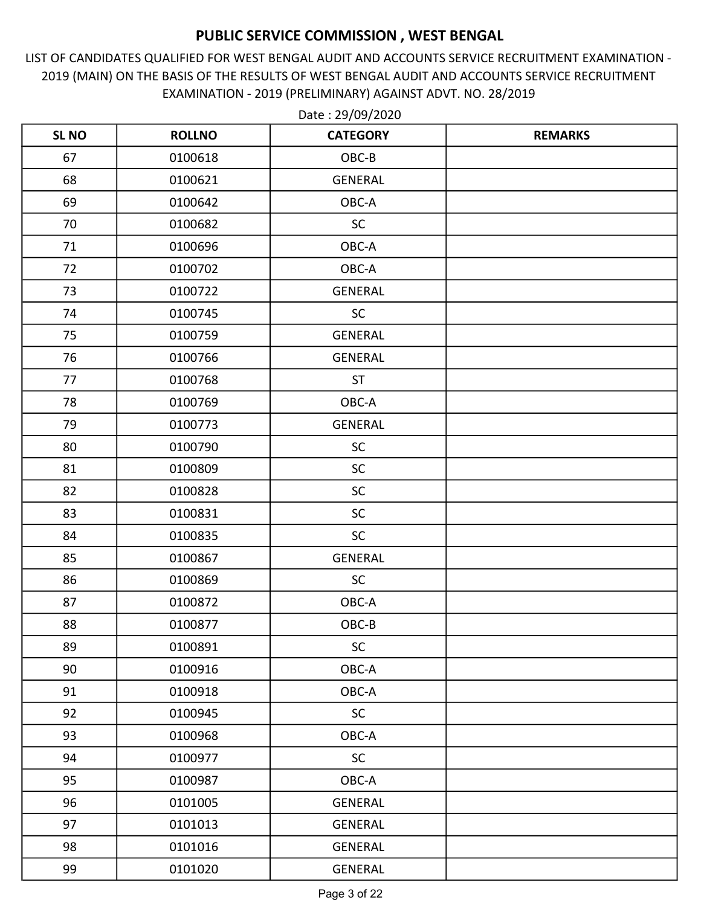# PUBLIC SERVICE COMMISSION , WEST BENGAL

LIST OF CANDIDATES QUALIFIED FOR WEST BENGAL AUDIT AND ACCOUNTS SERVICE RECRUITMENT EXAMINATION - 2019 (MAIN) ON THE BASIS OF THE RESULTS OF WEST BENGAL AUDIT AND ACCOUNTS SERVICE RECRUITMENT EXAMINATION - 2019 (PRELIMINARY) AGAINST ADVT. NO. 28/2019

Date : 29/09/2020

| SL NO | ROLLNO | CATEGORY | REMARKS |
|---|---|---|---|
| 67 | 0100618 | OBC-B | |
| 68 | 0100621 | GENERAL | |
| 69 | 0100642 | OBC-A | |
| 70 | 0100682 | SC | |
| 71 | 0100696 | OBC-A | |
| 72 | 0100702 | OBC-A | |
| 73 | 0100722 | GENERAL | |
| 74 | 0100745 | SC | |
| 75 | 0100759 | GENERAL | |
| 76 | 0100766 | GENERAL | |
| 77 | 0100768 | ST | |
| 78 | 0100769 | OBC-A | |
| 79 | 0100773 | GENERAL | |
| 80 | 0100790 | SC | |
| 81 | 0100809 | SC | |
| 82 | 0100828 | SC | |
| 83 | 0100831 | SC | |
| 84 | 0100835 | SC | |
| 85 | 0100867 | GENERAL | |
| 86 | 0100869 | SC | |
| 87 | 0100872 | OBC-A | |
| 88 | 0100877 | OBC-B | |
| 89 | 0100891 | SC | |
| 90 | 0100916 | OBC-A | |
| 91 | 0100918 | OBC-A | |
| 92 | 0100945 | SC | |
| 93 | 0100968 | OBC-A | |
| 94 | 0100977 | SC | |
| 95 | 0100987 | OBC-A | |
| 96 | 0101005 | GENERAL | |
| 97 | 0101013 | GENERAL | |
| 98 | 0101016 | GENERAL | |
| 99 | 0101020 | GENERAL | |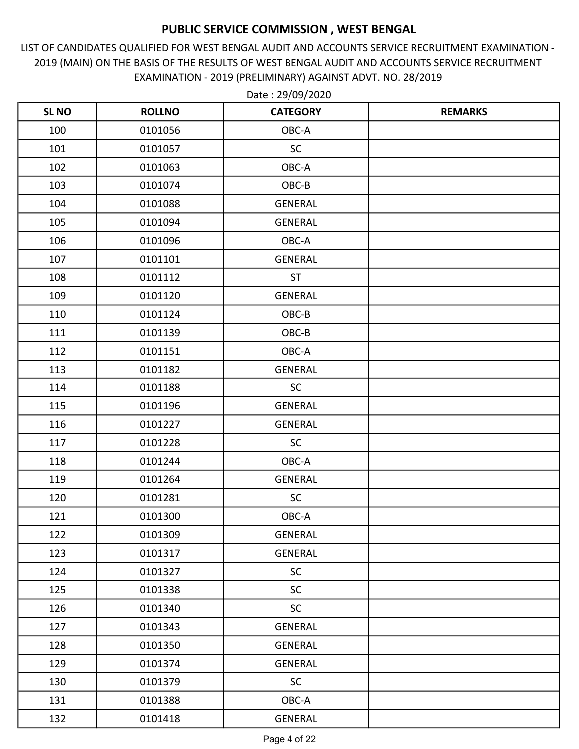# PUBLIC SERVICE COMMISSION , WEST BENGAL

LIST OF CANDIDATES QUALIFIED FOR WEST BENGAL AUDIT AND ACCOUNTS SERVICE RECRUITMENT EXAMINATION - 2019 (MAIN) ON THE BASIS OF THE RESULTS OF WEST BENGAL AUDIT AND ACCOUNTS SERVICE RECRUITMENT EXAMINATION - 2019 (PRELIMINARY) AGAINST ADVT. NO. 28/2019

Date : 29/09/2020

| SL NO | ROLLNO | CATEGORY | REMARKS |
|---|---|---|---|
| 100 | 0101056 | OBC-A | |
| 101 | 0101057 | SC | |
| 102 | 0101063 | OBC-A | |
| 103 | 0101074 | OBC-B | |
| 104 | 0101088 | GENERAL | |
| 105 | 0101094 | GENERAL | |
| 106 | 0101096 | OBC-A | |
| 107 | 0101101 | GENERAL | |
| 108 | 0101112 | ST | |
| 109 | 0101120 | GENERAL | |
| 110 | 0101124 | OBC-B | |
| 111 | 0101139 | OBC-B | |
| 112 | 0101151 | OBC-A | |
| 113 | 0101182 | GENERAL | |
| 114 | 0101188 | SC | |
| 115 | 0101196 | GENERAL | |
| 116 | 0101227 | GENERAL | |
| 117 | 0101228 | SC | |
| 118 | 0101244 | OBC-A | |
| 119 | 0101264 | GENERAL | |
| 120 | 0101281 | SC | |
| 121 | 0101300 | OBC-A | |
| 122 | 0101309 | GENERAL | |
| 123 | 0101317 | GENERAL | |
| 124 | 0101327 | SC | |
| 125 | 0101338 | SC | |
| 126 | 0101340 | SC | |
| 127 | 0101343 | GENERAL | |
| 128 | 0101350 | GENERAL | |
| 129 | 0101374 | GENERAL | |
| 130 | 0101379 | SC | |
| 131 | 0101388 | OBC-A | |
| 132 | 0101418 | GENERAL | |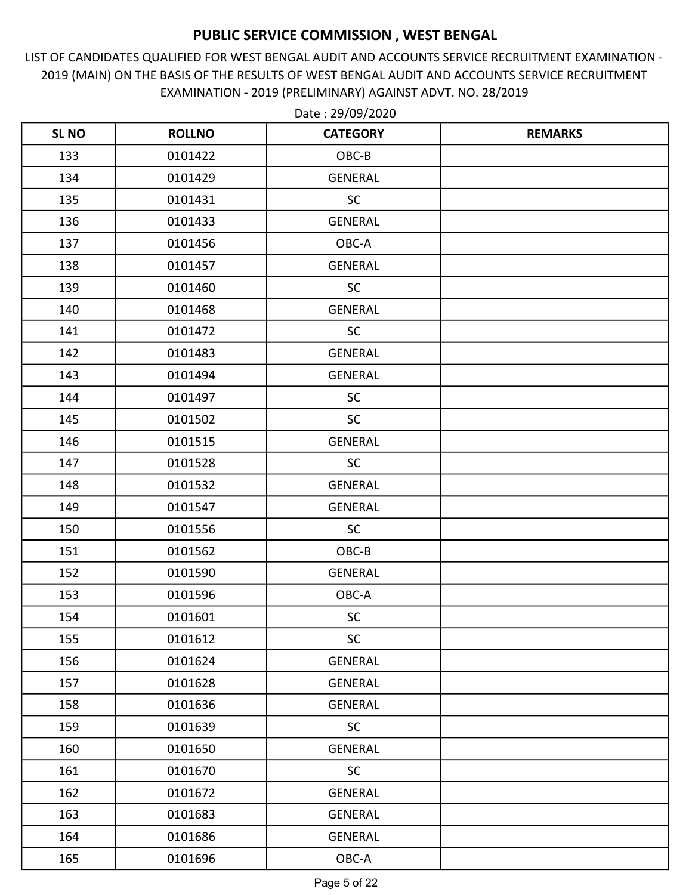# PUBLIC SERVICE COMMISSION , WEST BENGAL

LIST OF CANDIDATES QUALIFIED FOR WEST BENGAL AUDIT AND ACCOUNTS SERVICE RECRUITMENT EXAMINATION - 2019 (MAIN) ON THE BASIS OF THE RESULTS OF WEST BENGAL AUDIT AND ACCOUNTS SERVICE RECRUITMENT EXAMINATION - 2019 (PRELIMINARY) AGAINST ADVT. NO. 28/2019

Date : 29/09/2020

| SL NO | ROLLNO | CATEGORY | REMARKS |
|---|---|---|---|
| 133 | 0101422 | OBC-B | |
| 134 | 0101429 | GENERAL | |
| 135 | 0101431 | SC | |
| 136 | 0101433 | GENERAL | |
| 137 | 0101456 | OBC-A | |
| 138 | 0101457 | GENERAL | |
| 139 | 0101460 | SC | |
| 140 | 0101468 | GENERAL | |
| 141 | 0101472 | SC | |
| 142 | 0101483 | GENERAL | |
| 143 | 0101494 | GENERAL | |
| 144 | 0101497 | SC | |
| 145 | 0101502 | SC | |
| 146 | 0101515 | GENERAL | |
| 147 | 0101528 | SC | |
| 148 | 0101532 | GENERAL | |
| 149 | 0101547 | GENERAL | |
| 150 | 0101556 | SC | |
| 151 | 0101562 | OBC-B | |
| 152 | 0101590 | GENERAL | |
| 153 | 0101596 | OBC-A | |
| 154 | 0101601 | SC | |
| 155 | 0101612 | SC | |
| 156 | 0101624 | GENERAL | |
| 157 | 0101628 | GENERAL | |
| 158 | 0101636 | GENERAL | |
| 159 | 0101639 | SC | |
| 160 | 0101650 | GENERAL | |
| 161 | 0101670 | SC | |
| 162 | 0101672 | GENERAL | |
| 163 | 0101683 | GENERAL | |
| 164 | 0101686 | GENERAL | |
| 165 | 0101696 | OBC-A | |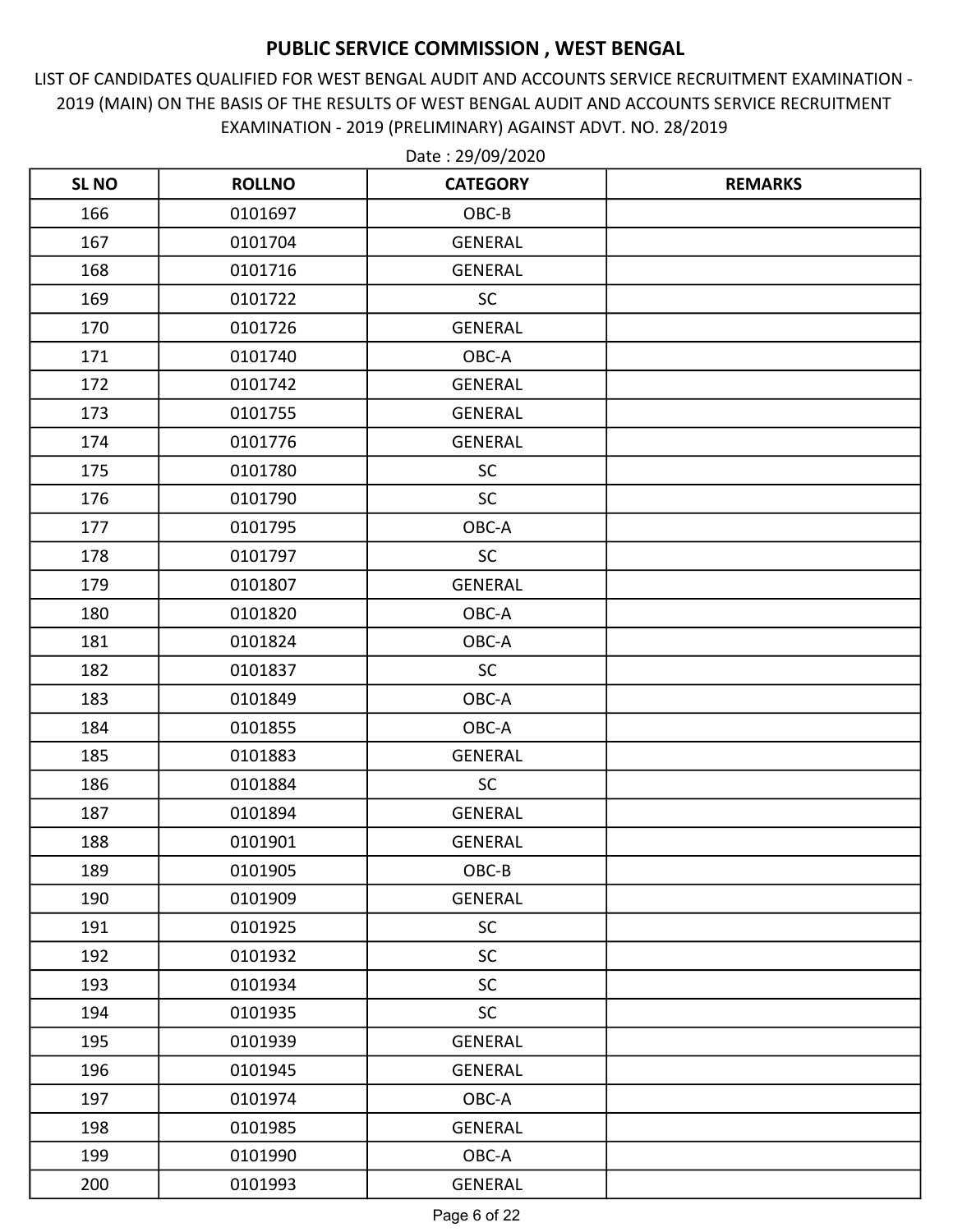# PUBLIC SERVICE COMMISSION , WEST BENGAL

LIST OF CANDIDATES QUALIFIED FOR WEST BENGAL AUDIT AND ACCOUNTS SERVICE RECRUITMENT EXAMINATION - 2019 (MAIN) ON THE BASIS OF THE RESULTS OF WEST BENGAL AUDIT AND ACCOUNTS SERVICE RECRUITMENT EXAMINATION - 2019 (PRELIMINARY) AGAINST ADVT. NO. 28/2019

Date : 29/09/2020

| SL NO | ROLLNO | CATEGORY | REMARKS |
|---|---|---|---|
| 166 | 0101697 | OBC-B | |
| 167 | 0101704 | GENERAL | |
| 168 | 0101716 | GENERAL | |
| 169 | 0101722 | SC | |
| 170 | 0101726 | GENERAL | |
| 171 | 0101740 | OBC-A | |
| 172 | 0101742 | GENERAL | |
| 173 | 0101755 | GENERAL | |
| 174 | 0101776 | GENERAL | |
| 175 | 0101780 | SC | |
| 176 | 0101790 | SC | |
| 177 | 0101795 | OBC-A | |
| 178 | 0101797 | SC | |
| 179 | 0101807 | GENERAL | |
| 180 | 0101820 | OBC-A | |
| 181 | 0101824 | OBC-A | |
| 182 | 0101837 | SC | |
| 183 | 0101849 | OBC-A | |
| 184 | 0101855 | OBC-A | |
| 185 | 0101883 | GENERAL | |
| 186 | 0101884 | SC | |
| 187 | 0101894 | GENERAL | |
| 188 | 0101901 | GENERAL | |
| 189 | 0101905 | OBC-B | |
| 190 | 0101909 | GENERAL | |
| 191 | 0101925 | SC | |
| 192 | 0101932 | SC | |
| 193 | 0101934 | SC | |
| 194 | 0101935 | SC | |
| 195 | 0101939 | GENERAL | |
| 196 | 0101945 | GENERAL | |
| 197 | 0101974 | OBC-A | |
| 198 | 0101985 | GENERAL | |
| 199 | 0101990 | OBC-A | |
| 200 | 0101993 | GENERAL | |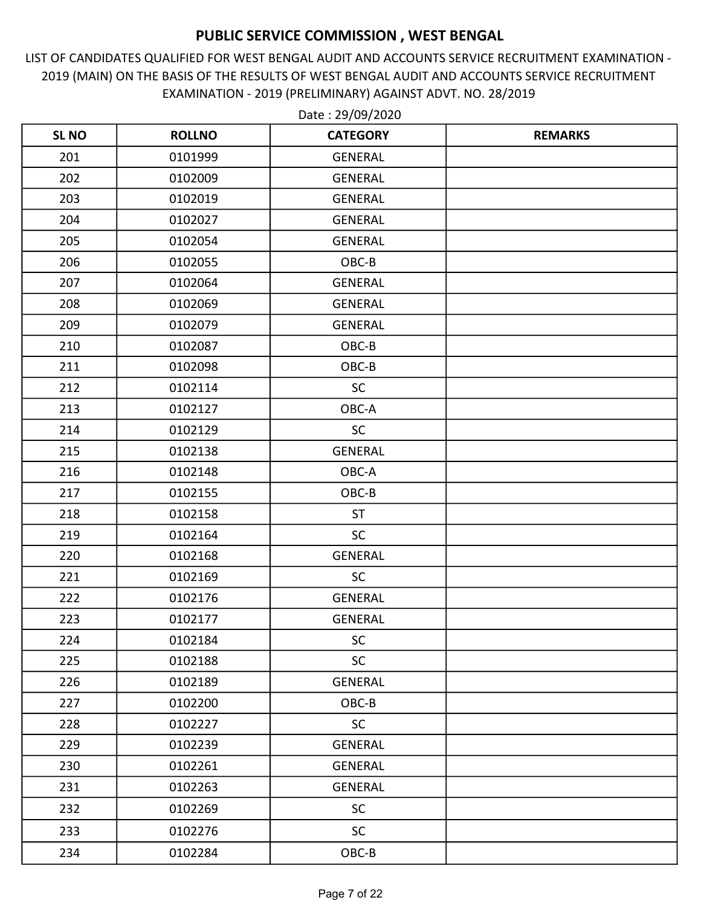# PUBLIC SERVICE COMMISSION , WEST BENGAL

LIST OF CANDIDATES QUALIFIED FOR WEST BENGAL AUDIT AND ACCOUNTS SERVICE RECRUITMENT EXAMINATION - 2019 (MAIN) ON THE BASIS OF THE RESULTS OF WEST BENGAL AUDIT AND ACCOUNTS SERVICE RECRUITMENT EXAMINATION - 2019 (PRELIMINARY) AGAINST ADVT. NO. 28/2019

Date : 29/09/2020

| SL NO | ROLLNO | CATEGORY | REMARKS |
|---|---|---|---|
| 201 | 0101999 | GENERAL | |
| 202 | 0102009 | GENERAL | |
| 203 | 0102019 | GENERAL | |
| 204 | 0102027 | GENERAL | |
| 205 | 0102054 | GENERAL | |
| 206 | 0102055 | OBC-B | |
| 207 | 0102064 | GENERAL | |
| 208 | 0102069 | GENERAL | |
| 209 | 0102079 | GENERAL | |
| 210 | 0102087 | OBC-B | |
| 211 | 0102098 | OBC-B | |
| 212 | 0102114 | SC | |
| 213 | 0102127 | OBC-A | |
| 214 | 0102129 | SC | |
| 215 | 0102138 | GENERAL | |
| 216 | 0102148 | OBC-A | |
| 217 | 0102155 | OBC-B | |
| 218 | 0102158 | ST | |
| 219 | 0102164 | SC | |
| 220 | 0102168 | GENERAL | |
| 221 | 0102169 | SC | |
| 222 | 0102176 | GENERAL | |
| 223 | 0102177 | GENERAL | |
| 224 | 0102184 | SC | |
| 225 | 0102188 | SC | |
| 226 | 0102189 | GENERAL | |
| 227 | 0102200 | OBC-B | |
| 228 | 0102227 | SC | |
| 229 | 0102239 | GENERAL | |
| 230 | 0102261 | GENERAL | |
| 231 | 0102263 | GENERAL | |
| 232 | 0102269 | SC | |
| 233 | 0102276 | SC | |
| 234 | 0102284 | OBC-B | |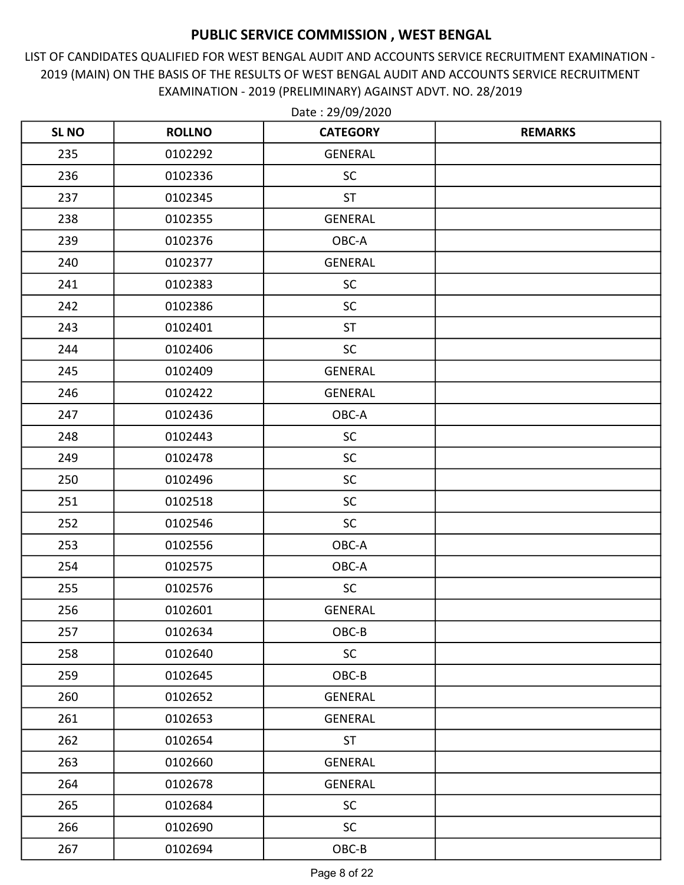# PUBLIC SERVICE COMMISSION , WEST BENGAL

LIST OF CANDIDATES QUALIFIED FOR WEST BENGAL AUDIT AND ACCOUNTS SERVICE RECRUITMENT EXAMINATION - 2019 (MAIN) ON THE BASIS OF THE RESULTS OF WEST BENGAL AUDIT AND ACCOUNTS SERVICE RECRUITMENT EXAMINATION - 2019 (PRELIMINARY) AGAINST ADVT. NO. 28/2019

Date : 29/09/2020

| SL NO | ROLLNO | CATEGORY | REMARKS |
|---|---|---|---|
| 235 | 0102292 | GENERAL | |
| 236 | 0102336 | SC | |
| 237 | 0102345 | ST | |
| 238 | 0102355 | GENERAL | |
| 239 | 0102376 | OBC-A | |
| 240 | 0102377 | GENERAL | |
| 241 | 0102383 | SC | |
| 242 | 0102386 | SC | |
| 243 | 0102401 | ST | |
| 244 | 0102406 | SC | |
| 245 | 0102409 | GENERAL | |
| 246 | 0102422 | GENERAL | |
| 247 | 0102436 | OBC-A | |
| 248 | 0102443 | SC | |
| 249 | 0102478 | SC | |
| 250 | 0102496 | SC | |
| 251 | 0102518 | SC | |
| 252 | 0102546 | SC | |
| 253 | 0102556 | OBC-A | |
| 254 | 0102575 | OBC-A | |
| 255 | 0102576 | SC | |
| 256 | 0102601 | GENERAL | |
| 257 | 0102634 | OBC-B | |
| 258 | 0102640 | SC | |
| 259 | 0102645 | OBC-B | |
| 260 | 0102652 | GENERAL | |
| 261 | 0102653 | GENERAL | |
| 262 | 0102654 | ST | |
| 263 | 0102660 | GENERAL | |
| 264 | 0102678 | GENERAL | |
| 265 | 0102684 | SC | |
| 266 | 0102690 | SC | |
| 267 | 0102694 | OBC-B | |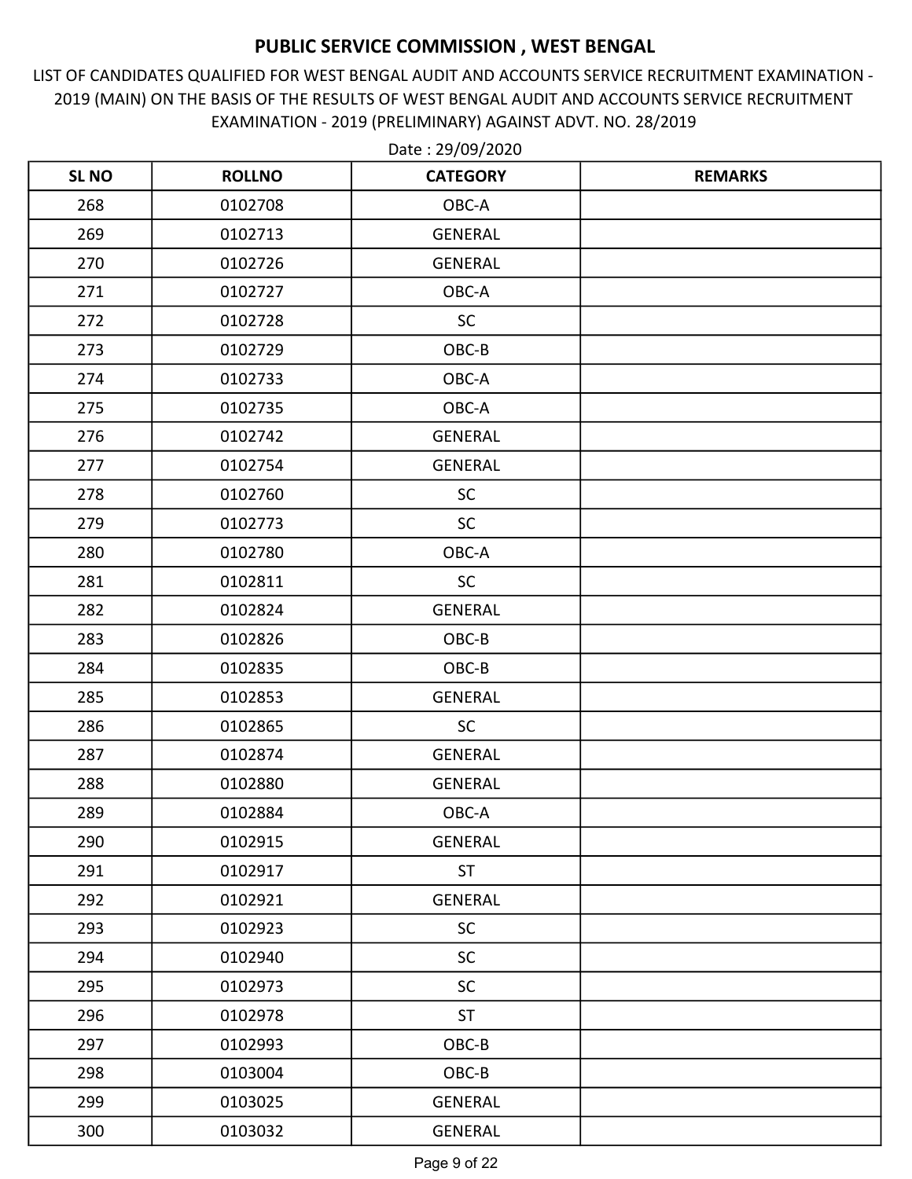# PUBLIC SERVICE COMMISSION , WEST BENGAL

LIST OF CANDIDATES QUALIFIED FOR WEST BENGAL AUDIT AND ACCOUNTS SERVICE RECRUITMENT EXAMINATION - 2019 (MAIN) ON THE BASIS OF THE RESULTS OF WEST BENGAL AUDIT AND ACCOUNTS SERVICE RECRUITMENT EXAMINATION - 2019 (PRELIMINARY) AGAINST ADVT. NO. 28/2019

Date : 29/09/2020

| SL NO | ROLLNO | CATEGORY | REMARKS |
|---|---|---|---|
| 268 | 0102708 | OBC-A | |
| 269 | 0102713 | GENERAL | |
| 270 | 0102726 | GENERAL | |
| 271 | 0102727 | OBC-A | |
| 272 | 0102728 | SC | |
| 273 | 0102729 | OBC-B | |
| 274 | 0102733 | OBC-A | |
| 275 | 0102735 | OBC-A | |
| 276 | 0102742 | GENERAL | |
| 277 | 0102754 | GENERAL | |
| 278 | 0102760 | SC | |
| 279 | 0102773 | SC | |
| 280 | 0102780 | OBC-A | |
| 281 | 0102811 | SC | |
| 282 | 0102824 | GENERAL | |
| 283 | 0102826 | OBC-B | |
| 284 | 0102835 | OBC-B | |
| 285 | 0102853 | GENERAL | |
| 286 | 0102865 | SC | |
| 287 | 0102874 | GENERAL | |
| 288 | 0102880 | GENERAL | |
| 289 | 0102884 | OBC-A | |
| 290 | 0102915 | GENERAL | |
| 291 | 0102917 | ST | |
| 292 | 0102921 | GENERAL | |
| 293 | 0102923 | SC | |
| 294 | 0102940 | SC | |
| 295 | 0102973 | SC | |
| 296 | 0102978 | ST | |
| 297 | 0102993 | OBC-B | |
| 298 | 0103004 | OBC-B | |
| 299 | 0103025 | GENERAL | |
| 300 | 0103032 | GENERAL | |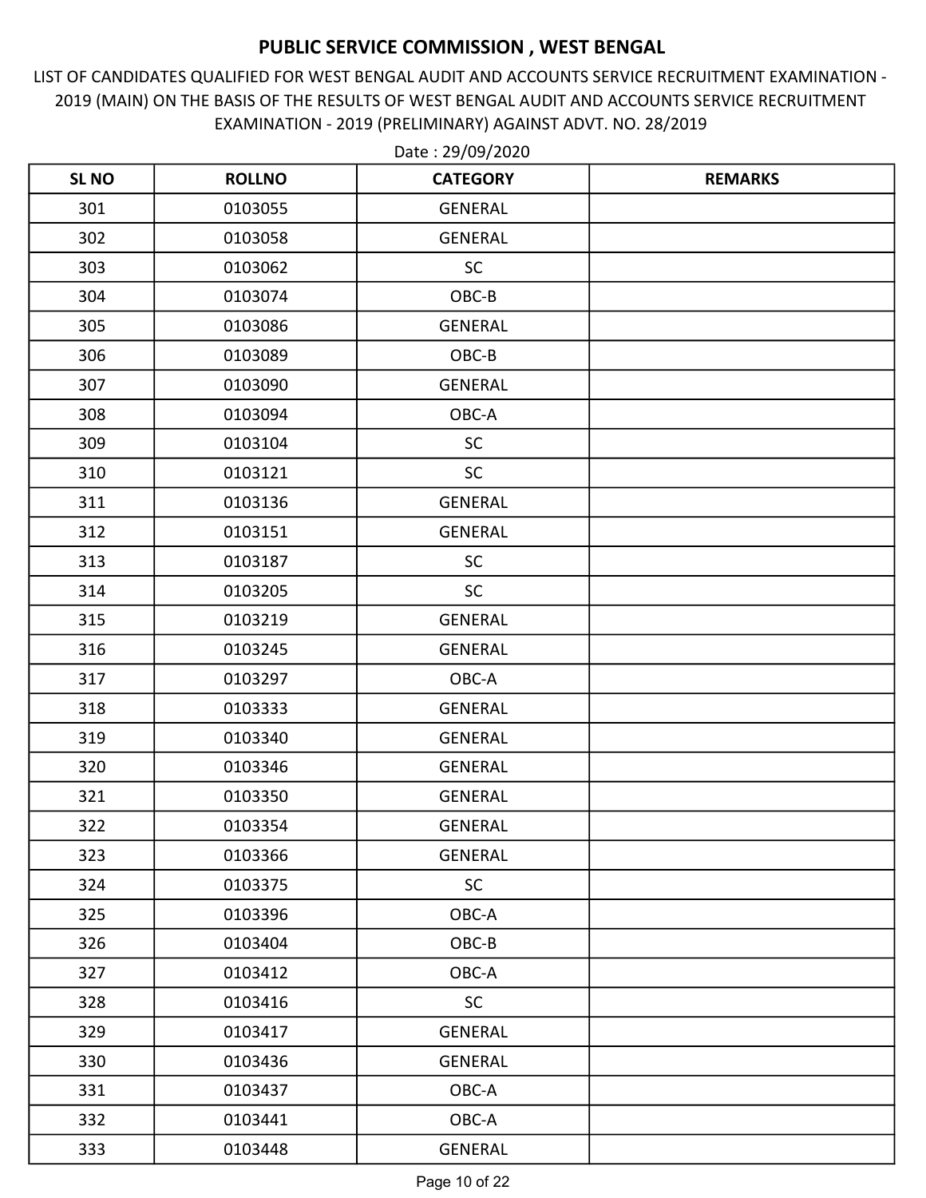# PUBLIC SERVICE COMMISSION , WEST BENGAL

LIST OF CANDIDATES QUALIFIED FOR WEST BENGAL AUDIT AND ACCOUNTS SERVICE RECRUITMENT EXAMINATION - 2019 (MAIN) ON THE BASIS OF THE RESULTS OF WEST BENGAL AUDIT AND ACCOUNTS SERVICE RECRUITMENT EXAMINATION - 2019 (PRELIMINARY) AGAINST ADVT. NO. 28/2019

Date : 29/09/2020

| SL NO | ROLLNO | CATEGORY | REMARKS |
|---|---|---|---|
| 301 | 0103055 | GENERAL | |
| 302 | 0103058 | GENERAL | |
| 303 | 0103062 | SC | |
| 304 | 0103074 | OBC-B | |
| 305 | 0103086 | GENERAL | |
| 306 | 0103089 | OBC-B | |
| 307 | 0103090 | GENERAL | |
| 308 | 0103094 | OBC-A | |
| 309 | 0103104 | SC | |
| 310 | 0103121 | SC | |
| 311 | 0103136 | GENERAL | |
| 312 | 0103151 | GENERAL | |
| 313 | 0103187 | SC | |
| 314 | 0103205 | SC | |
| 315 | 0103219 | GENERAL | |
| 316 | 0103245 | GENERAL | |
| 317 | 0103297 | OBC-A | |
| 318 | 0103333 | GENERAL | |
| 319 | 0103340 | GENERAL | |
| 320 | 0103346 | GENERAL | |
| 321 | 0103350 | GENERAL | |
| 322 | 0103354 | GENERAL | |
| 323 | 0103366 | GENERAL | |
| 324 | 0103375 | SC | |
| 325 | 0103396 | OBC-A | |
| 326 | 0103404 | OBC-B | |
| 327 | 0103412 | OBC-A | |
| 328 | 0103416 | SC | |
| 329 | 0103417 | GENERAL | |
| 330 | 0103436 | GENERAL | |
| 331 | 0103437 | OBC-A | |
| 332 | 0103441 | OBC-A | |
| 333 | 0103448 | GENERAL | |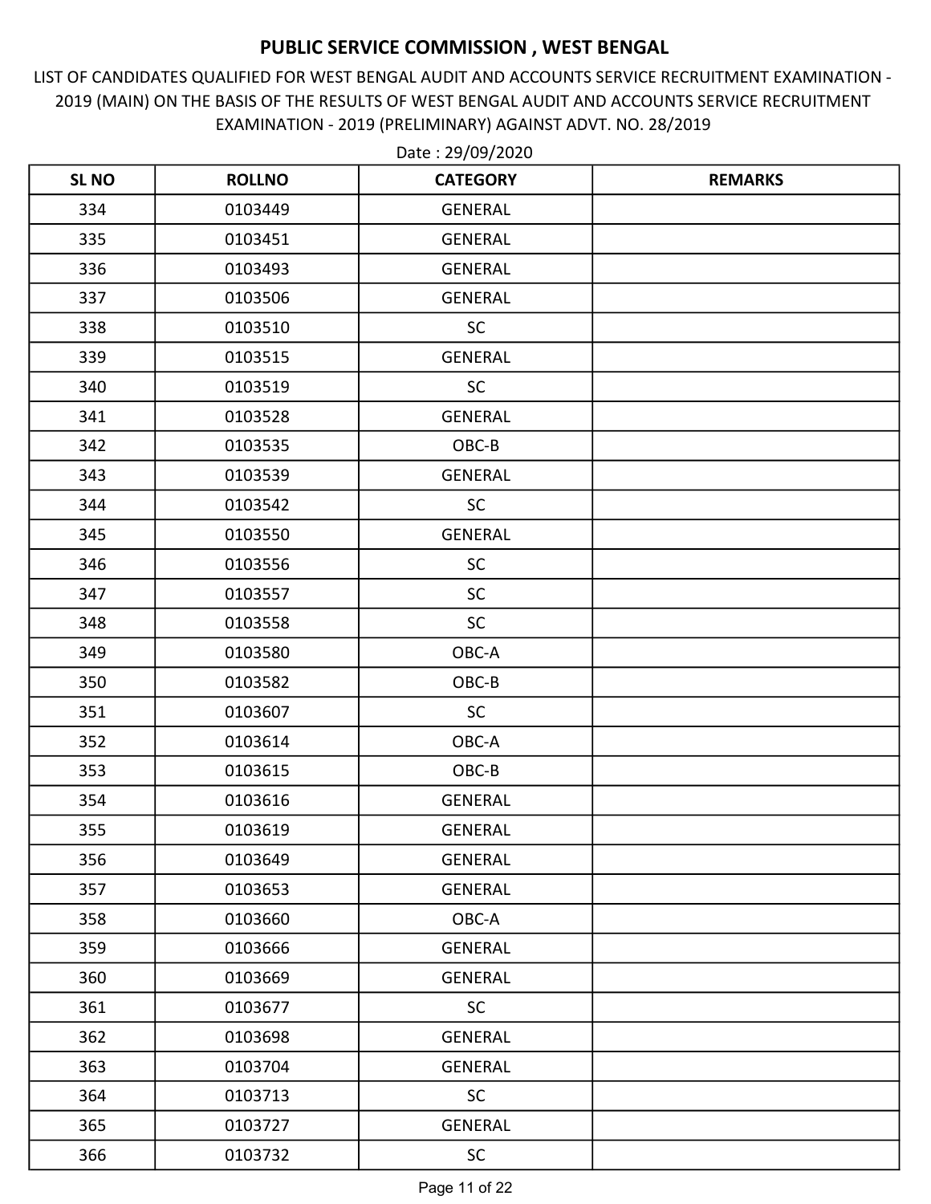# PUBLIC SERVICE COMMISSION , WEST BENGAL

LIST OF CANDIDATES QUALIFIED FOR WEST BENGAL AUDIT AND ACCOUNTS SERVICE RECRUITMENT EXAMINATION - 2019 (MAIN) ON THE BASIS OF THE RESULTS OF WEST BENGAL AUDIT AND ACCOUNTS SERVICE RECRUITMENT EXAMINATION - 2019 (PRELIMINARY) AGAINST ADVT. NO. 28/2019

Date : 29/09/2020

| SL NO | ROLLNO | CATEGORY | REMARKS |
|---|---|---|---|
| 334 | 0103449 | GENERAL | |
| 335 | 0103451 | GENERAL | |
| 336 | 0103493 | GENERAL | |
| 337 | 0103506 | GENERAL | |
| 338 | 0103510 | SC | |
| 339 | 0103515 | GENERAL | |
| 340 | 0103519 | SC | |
| 341 | 0103528 | GENERAL | |
| 342 | 0103535 | OBC-B | |
| 343 | 0103539 | GENERAL | |
| 344 | 0103542 | SC | |
| 345 | 0103550 | GENERAL | |
| 346 | 0103556 | SC | |
| 347 | 0103557 | SC | |
| 348 | 0103558 | SC | |
| 349 | 0103580 | OBC-A | |
| 350 | 0103582 | OBC-B | |
| 351 | 0103607 | SC | |
| 352 | 0103614 | OBC-A | |
| 353 | 0103615 | OBC-B | |
| 354 | 0103616 | GENERAL | |
| 355 | 0103619 | GENERAL | |
| 356 | 0103649 | GENERAL | |
| 357 | 0103653 | GENERAL | |
| 358 | 0103660 | OBC-A | |
| 359 | 0103666 | GENERAL | |
| 360 | 0103669 | GENERAL | |
| 361 | 0103677 | SC | |
| 362 | 0103698 | GENERAL | |
| 363 | 0103704 | GENERAL | |
| 364 | 0103713 | SC | |
| 365 | 0103727 | GENERAL | |
| 366 | 0103732 | SC | |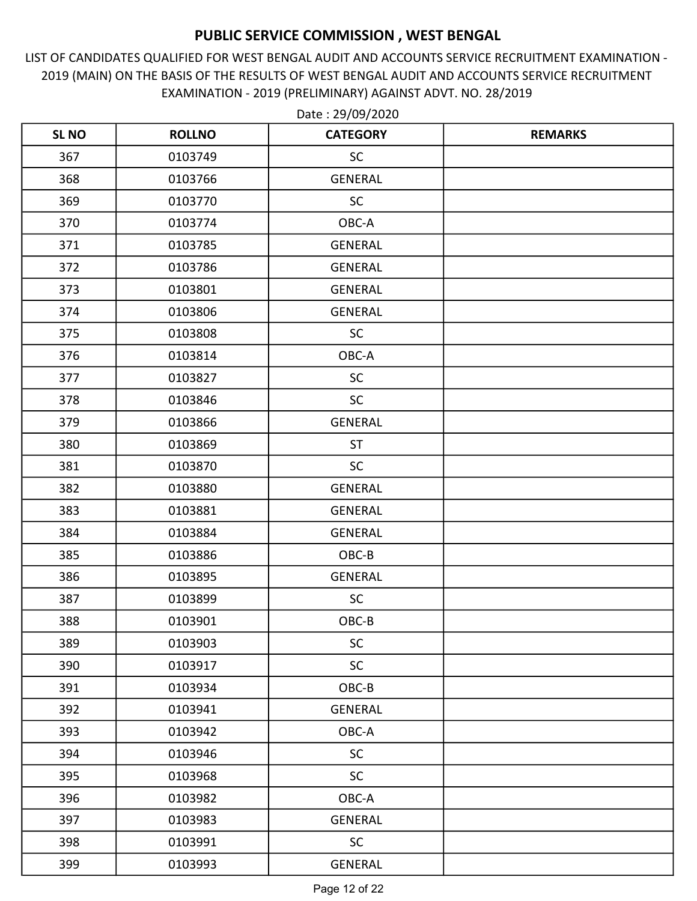# PUBLIC SERVICE COMMISSION , WEST BENGAL

LIST OF CANDIDATES QUALIFIED FOR WEST BENGAL AUDIT AND ACCOUNTS SERVICE RECRUITMENT EXAMINATION - 2019 (MAIN) ON THE BASIS OF THE RESULTS OF WEST BENGAL AUDIT AND ACCOUNTS SERVICE RECRUITMENT EXAMINATION - 2019 (PRELIMINARY) AGAINST ADVT. NO. 28/2019

Date : 29/09/2020

| SL NO | ROLLNO | CATEGORY | REMARKS |
|---|---|---|---|
| 367 | 0103749 | SC | |
| 368 | 0103766 | GENERAL | |
| 369 | 0103770 | SC | |
| 370 | 0103774 | OBC-A | |
| 371 | 0103785 | GENERAL | |
| 372 | 0103786 | GENERAL | |
| 373 | 0103801 | GENERAL | |
| 374 | 0103806 | GENERAL | |
| 375 | 0103808 | SC | |
| 376 | 0103814 | OBC-A | |
| 377 | 0103827 | SC | |
| 378 | 0103846 | SC | |
| 379 | 0103866 | GENERAL | |
| 380 | 0103869 | ST | |
| 381 | 0103870 | SC | |
| 382 | 0103880 | GENERAL | |
| 383 | 0103881 | GENERAL | |
| 384 | 0103884 | GENERAL | |
| 385 | 0103886 | OBC-B | |
| 386 | 0103895 | GENERAL | |
| 387 | 0103899 | SC | |
| 388 | 0103901 | OBC-B | |
| 389 | 0103903 | SC | |
| 390 | 0103917 | SC | |
| 391 | 0103934 | OBC-B | |
| 392 | 0103941 | GENERAL | |
| 393 | 0103942 | OBC-A | |
| 394 | 0103946 | SC | |
| 395 | 0103968 | SC | |
| 396 | 0103982 | OBC-A | |
| 397 | 0103983 | GENERAL | |
| 398 | 0103991 | SC | |
| 399 | 0103993 | GENERAL | |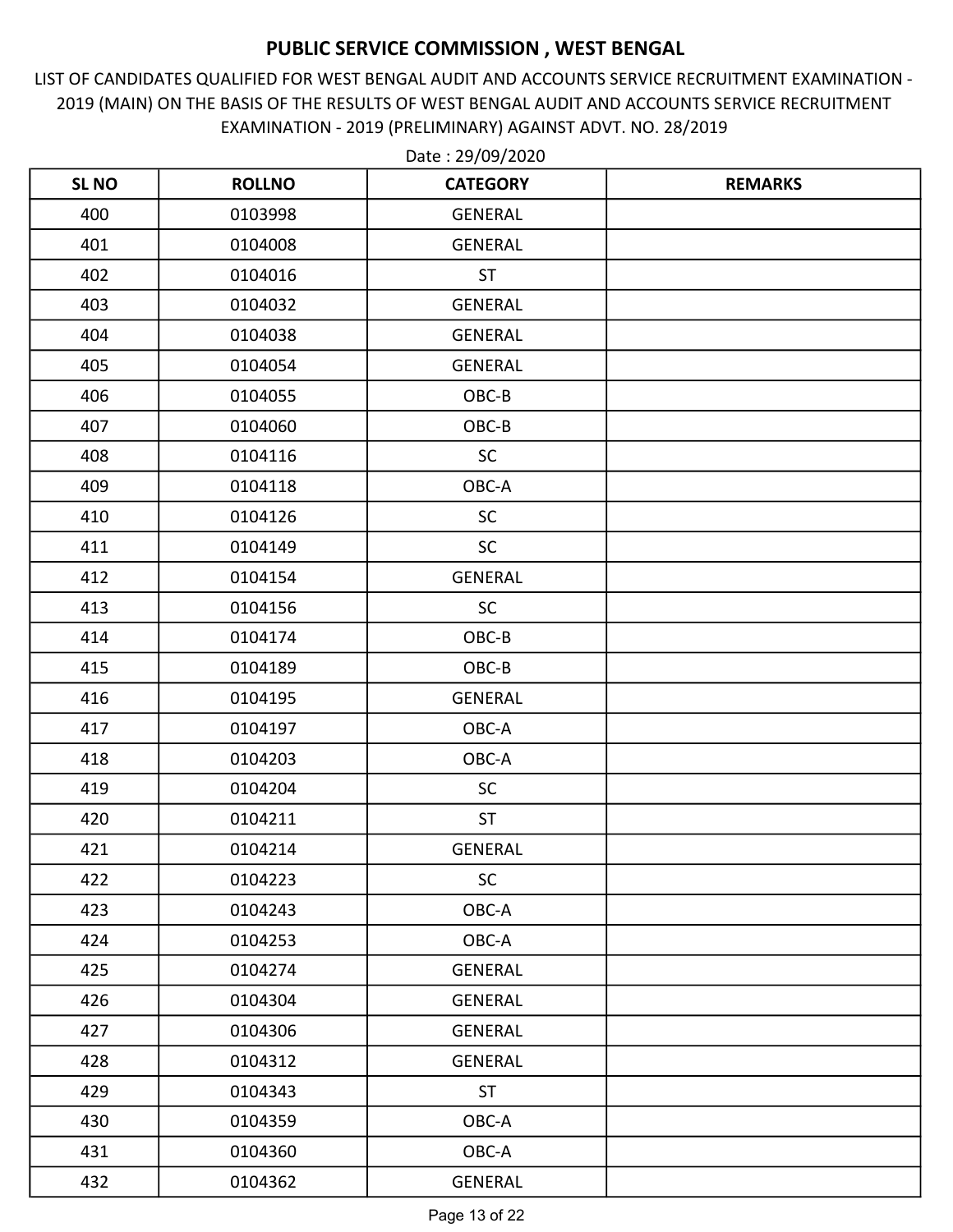# PUBLIC SERVICE COMMISSION , WEST BENGAL

LIST OF CANDIDATES QUALIFIED FOR WEST BENGAL AUDIT AND ACCOUNTS SERVICE RECRUITMENT EXAMINATION - 2019 (MAIN) ON THE BASIS OF THE RESULTS OF WEST BENGAL AUDIT AND ACCOUNTS SERVICE RECRUITMENT EXAMINATION - 2019 (PRELIMINARY) AGAINST ADVT. NO. 28/2019

Date : 29/09/2020

| SL NO | ROLLNO | CATEGORY | REMARKS |
|---|---|---|---|
| 400 | 0103998 | GENERAL | |
| 401 | 0104008 | GENERAL | |
| 402 | 0104016 | ST | |
| 403 | 0104032 | GENERAL | |
| 404 | 0104038 | GENERAL | |
| 405 | 0104054 | GENERAL | |
| 406 | 0104055 | OBC-B | |
| 407 | 0104060 | OBC-B | |
| 408 | 0104116 | SC | |
| 409 | 0104118 | OBC-A | |
| 410 | 0104126 | SC | |
| 411 | 0104149 | SC | |
| 412 | 0104154 | GENERAL | |
| 413 | 0104156 | SC | |
| 414 | 0104174 | OBC-B | |
| 415 | 0104189 | OBC-B | |
| 416 | 0104195 | GENERAL | |
| 417 | 0104197 | OBC-A | |
| 418 | 0104203 | OBC-A | |
| 419 | 0104204 | SC | |
| 420 | 0104211 | ST | |
| 421 | 0104214 | GENERAL | |
| 422 | 0104223 | SC | |
| 423 | 0104243 | OBC-A | |
| 424 | 0104253 | OBC-A | |
| 425 | 0104274 | GENERAL | |
| 426 | 0104304 | GENERAL | |
| 427 | 0104306 | GENERAL | |
| 428 | 0104312 | GENERAL | |
| 429 | 0104343 | ST | |
| 430 | 0104359 | OBC-A | |
| 431 | 0104360 | OBC-A | |
| 432 | 0104362 | GENERAL | |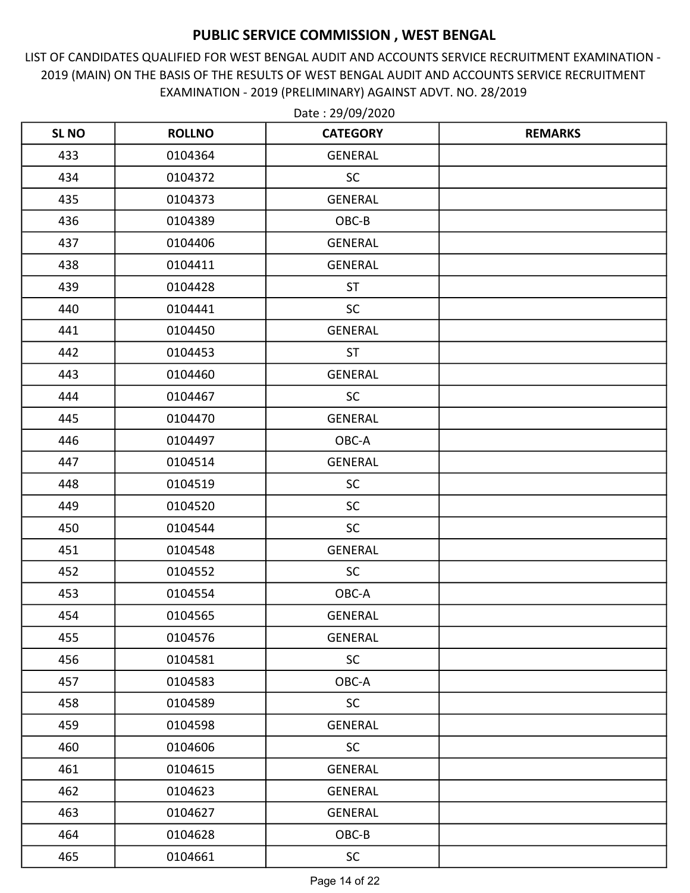# PUBLIC SERVICE COMMISSION , WEST BENGAL

LIST OF CANDIDATES QUALIFIED FOR WEST BENGAL AUDIT AND ACCOUNTS SERVICE RECRUITMENT EXAMINATION - 2019 (MAIN) ON THE BASIS OF THE RESULTS OF WEST BENGAL AUDIT AND ACCOUNTS SERVICE RECRUITMENT EXAMINATION - 2019 (PRELIMINARY) AGAINST ADVT. NO. 28/2019

Date : 29/09/2020

| SL NO | ROLLNO | CATEGORY | REMARKS |
|---|---|---|---|
| 433 | 0104364 | GENERAL | |
| 434 | 0104372 | SC | |
| 435 | 0104373 | GENERAL | |
| 436 | 0104389 | OBC-B | |
| 437 | 0104406 | GENERAL | |
| 438 | 0104411 | GENERAL | |
| 439 | 0104428 | ST | |
| 440 | 0104441 | SC | |
| 441 | 0104450 | GENERAL | |
| 442 | 0104453 | ST | |
| 443 | 0104460 | GENERAL | |
| 444 | 0104467 | SC | |
| 445 | 0104470 | GENERAL | |
| 446 | 0104497 | OBC-A | |
| 447 | 0104514 | GENERAL | |
| 448 | 0104519 | SC | |
| 449 | 0104520 | SC | |
| 450 | 0104544 | SC | |
| 451 | 0104548 | GENERAL | |
| 452 | 0104552 | SC | |
| 453 | 0104554 | OBC-A | |
| 454 | 0104565 | GENERAL | |
| 455 | 0104576 | GENERAL | |
| 456 | 0104581 | SC | |
| 457 | 0104583 | OBC-A | |
| 458 | 0104589 | SC | |
| 459 | 0104598 | GENERAL | |
| 460 | 0104606 | SC | |
| 461 | 0104615 | GENERAL | |
| 462 | 0104623 | GENERAL | |
| 463 | 0104627 | GENERAL | |
| 464 | 0104628 | OBC-B | |
| 465 | 0104661 | SC | |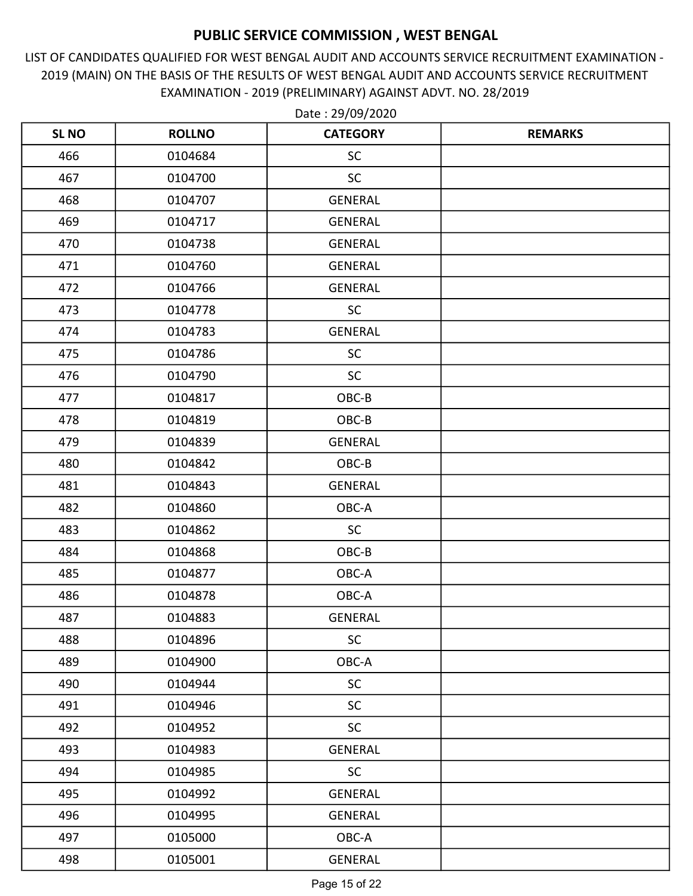# PUBLIC SERVICE COMMISSION , WEST BENGAL

LIST OF CANDIDATES QUALIFIED FOR WEST BENGAL AUDIT AND ACCOUNTS SERVICE RECRUITMENT EXAMINATION - 2019 (MAIN) ON THE BASIS OF THE RESULTS OF WEST BENGAL AUDIT AND ACCOUNTS SERVICE RECRUITMENT EXAMINATION - 2019 (PRELIMINARY) AGAINST ADVT. NO. 28/2019

Date : 29/09/2020

| SL NO | ROLLNO | CATEGORY | REMARKS |
|---|---|---|---|
| 466 | 0104684 | SC | |
| 467 | 0104700 | SC | |
| 468 | 0104707 | GENERAL | |
| 469 | 0104717 | GENERAL | |
| 470 | 0104738 | GENERAL | |
| 471 | 0104760 | GENERAL | |
| 472 | 0104766 | GENERAL | |
| 473 | 0104778 | SC | |
| 474 | 0104783 | GENERAL | |
| 475 | 0104786 | SC | |
| 476 | 0104790 | SC | |
| 477 | 0104817 | OBC-B | |
| 478 | 0104819 | OBC-B | |
| 479 | 0104839 | GENERAL | |
| 480 | 0104842 | OBC-B | |
| 481 | 0104843 | GENERAL | |
| 482 | 0104860 | OBC-A | |
| 483 | 0104862 | SC | |
| 484 | 0104868 | OBC-B | |
| 485 | 0104877 | OBC-A | |
| 486 | 0104878 | OBC-A | |
| 487 | 0104883 | GENERAL | |
| 488 | 0104896 | SC | |
| 489 | 0104900 | OBC-A | |
| 490 | 0104944 | SC | |
| 491 | 0104946 | SC | |
| 492 | 0104952 | SC | |
| 493 | 0104983 | GENERAL | |
| 494 | 0104985 | SC | |
| 495 | 0104992 | GENERAL | |
| 496 | 0104995 | GENERAL | |
| 497 | 0105000 | OBC-A | |
| 498 | 0105001 | GENERAL | |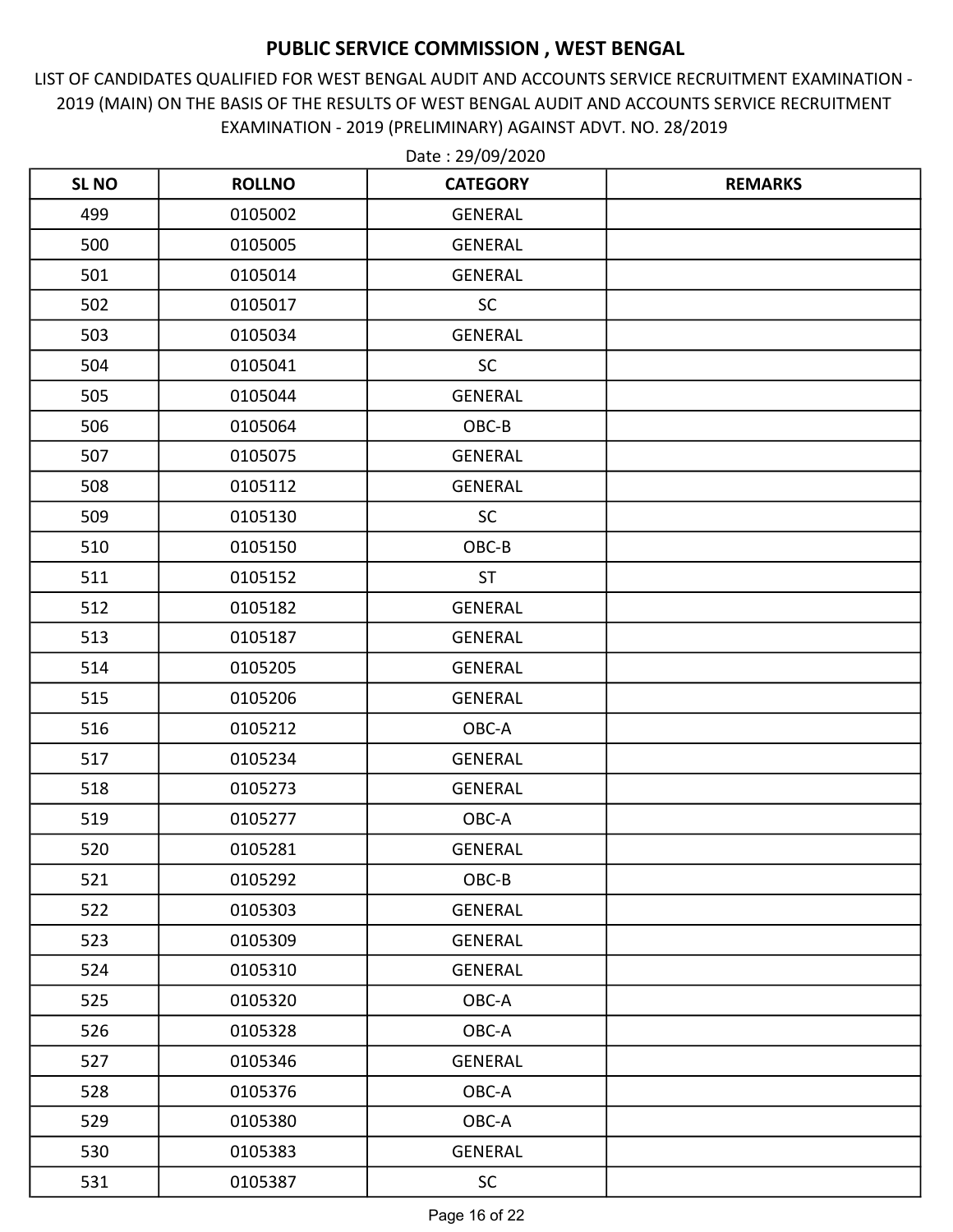# PUBLIC SERVICE COMMISSION , WEST BENGAL

LIST OF CANDIDATES QUALIFIED FOR WEST BENGAL AUDIT AND ACCOUNTS SERVICE RECRUITMENT EXAMINATION - 2019 (MAIN) ON THE BASIS OF THE RESULTS OF WEST BENGAL AUDIT AND ACCOUNTS SERVICE RECRUITMENT EXAMINATION - 2019 (PRELIMINARY) AGAINST ADVT. NO. 28/2019

Date : 29/09/2020

| SL NO | ROLLNO | CATEGORY | REMARKS |
|---|---|---|---|
| 499 | 0105002 | GENERAL | |
| 500 | 0105005 | GENERAL | |
| 501 | 0105014 | GENERAL | |
| 502 | 0105017 | SC | |
| 503 | 0105034 | GENERAL | |
| 504 | 0105041 | SC | |
| 505 | 0105044 | GENERAL | |
| 506 | 0105064 | OBC-B | |
| 507 | 0105075 | GENERAL | |
| 508 | 0105112 | GENERAL | |
| 509 | 0105130 | SC | |
| 510 | 0105150 | OBC-B | |
| 511 | 0105152 | ST | |
| 512 | 0105182 | GENERAL | |
| 513 | 0105187 | GENERAL | |
| 514 | 0105205 | GENERAL | |
| 515 | 0105206 | GENERAL | |
| 516 | 0105212 | OBC-A | |
| 517 | 0105234 | GENERAL | |
| 518 | 0105273 | GENERAL | |
| 519 | 0105277 | OBC-A | |
| 520 | 0105281 | GENERAL | |
| 521 | 0105292 | OBC-B | |
| 522 | 0105303 | GENERAL | |
| 523 | 0105309 | GENERAL | |
| 524 | 0105310 | GENERAL | |
| 525 | 0105320 | OBC-A | |
| 526 | 0105328 | OBC-A | |
| 527 | 0105346 | GENERAL | |
| 528 | 0105376 | OBC-A | |
| 529 | 0105380 | OBC-A | |
| 530 | 0105383 | GENERAL | |
| 531 | 0105387 | SC | |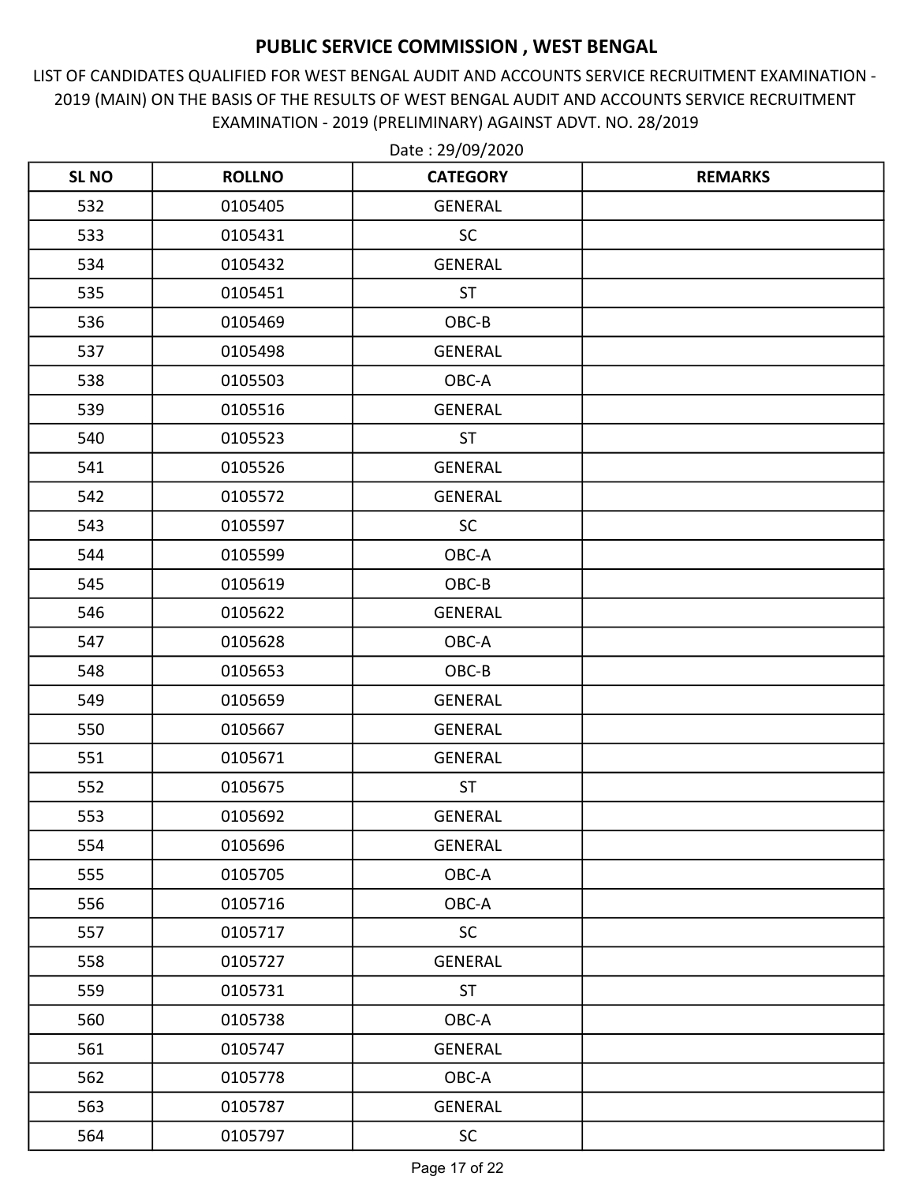# PUBLIC SERVICE COMMISSION , WEST BENGAL

LIST OF CANDIDATES QUALIFIED FOR WEST BENGAL AUDIT AND ACCOUNTS SERVICE RECRUITMENT EXAMINATION - 2019 (MAIN) ON THE BASIS OF THE RESULTS OF WEST BENGAL AUDIT AND ACCOUNTS SERVICE RECRUITMENT EXAMINATION - 2019 (PRELIMINARY) AGAINST ADVT. NO. 28/2019

Date : 29/09/2020

| SL NO | ROLLNO | CATEGORY | REMARKS |
|---|---|---|---|
| 532 | 0105405 | GENERAL | |
| 533 | 0105431 | SC | |
| 534 | 0105432 | GENERAL | |
| 535 | 0105451 | ST | |
| 536 | 0105469 | OBC-B | |
| 537 | 0105498 | GENERAL | |
| 538 | 0105503 | OBC-A | |
| 539 | 0105516 | GENERAL | |
| 540 | 0105523 | ST | |
| 541 | 0105526 | GENERAL | |
| 542 | 0105572 | GENERAL | |
| 543 | 0105597 | SC | |
| 544 | 0105599 | OBC-A | |
| 545 | 0105619 | OBC-B | |
| 546 | 0105622 | GENERAL | |
| 547 | 0105628 | OBC-A | |
| 548 | 0105653 | OBC-B | |
| 549 | 0105659 | GENERAL | |
| 550 | 0105667 | GENERAL | |
| 551 | 0105671 | GENERAL | |
| 552 | 0105675 | ST | |
| 553 | 0105692 | GENERAL | |
| 554 | 0105696 | GENERAL | |
| 555 | 0105705 | OBC-A | |
| 556 | 0105716 | OBC-A | |
| 557 | 0105717 | SC | |
| 558 | 0105727 | GENERAL | |
| 559 | 0105731 | ST | |
| 560 | 0105738 | OBC-A | |
| 561 | 0105747 | GENERAL | |
| 562 | 0105778 | OBC-A | |
| 563 | 0105787 | GENERAL | |
| 564 | 0105797 | SC | |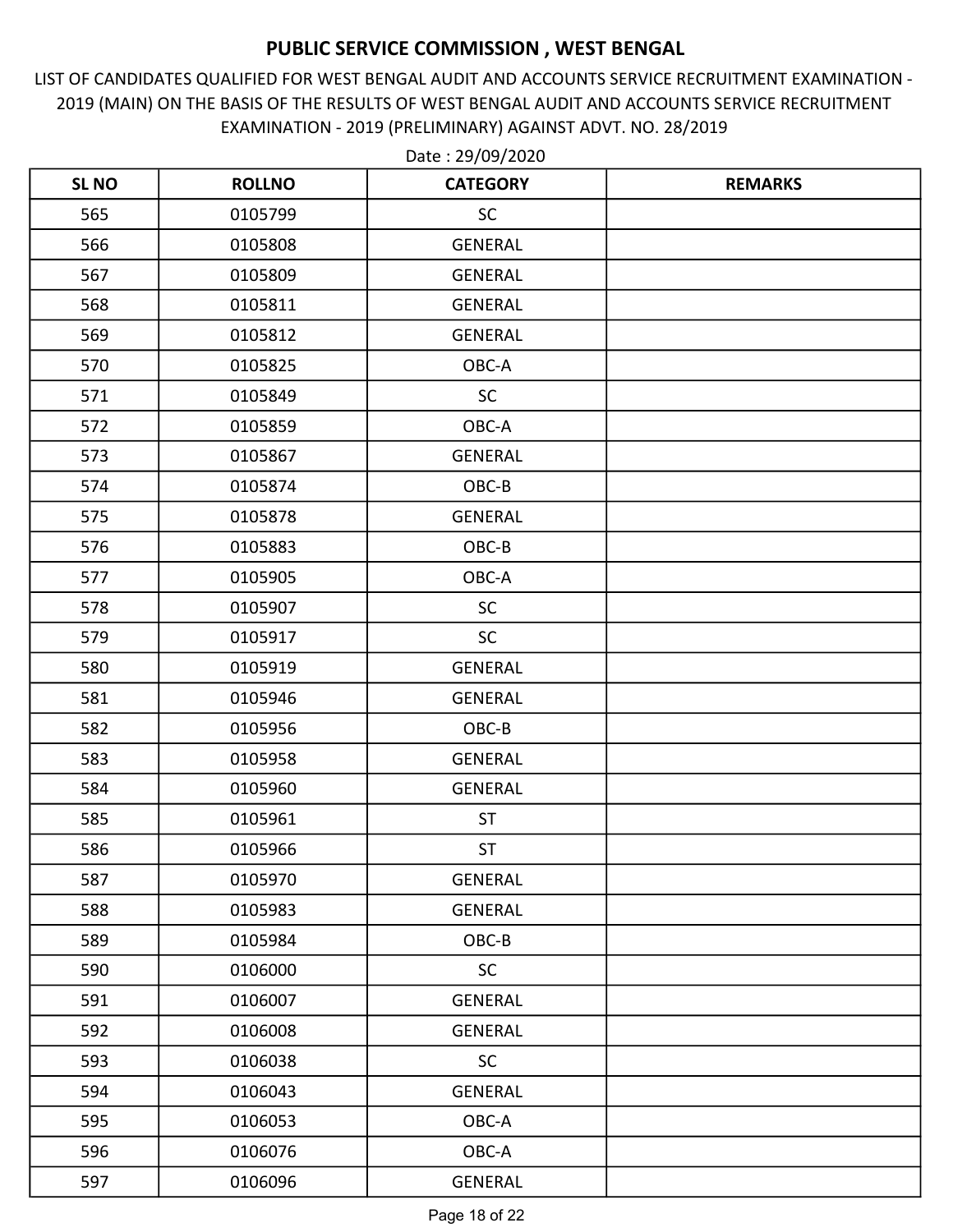# PUBLIC SERVICE COMMISSION , WEST BENGAL

LIST OF CANDIDATES QUALIFIED FOR WEST BENGAL AUDIT AND ACCOUNTS SERVICE RECRUITMENT EXAMINATION - 2019 (MAIN) ON THE BASIS OF THE RESULTS OF WEST BENGAL AUDIT AND ACCOUNTS SERVICE RECRUITMENT EXAMINATION - 2019 (PRELIMINARY) AGAINST ADVT. NO. 28/2019

Date : 29/09/2020

| SL NO | ROLLNO | CATEGORY | REMARKS |
|---|---|---|---|
| 565 | 0105799 | SC | |
| 566 | 0105808 | GENERAL | |
| 567 | 0105809 | GENERAL | |
| 568 | 0105811 | GENERAL | |
| 569 | 0105812 | GENERAL | |
| 570 | 0105825 | OBC-A | |
| 571 | 0105849 | SC | |
| 572 | 0105859 | OBC-A | |
| 573 | 0105867 | GENERAL | |
| 574 | 0105874 | OBC-B | |
| 575 | 0105878 | GENERAL | |
| 576 | 0105883 | OBC-B | |
| 577 | 0105905 | OBC-A | |
| 578 | 0105907 | SC | |
| 579 | 0105917 | SC | |
| 580 | 0105919 | GENERAL | |
| 581 | 0105946 | GENERAL | |
| 582 | 0105956 | OBC-B | |
| 583 | 0105958 | GENERAL | |
| 584 | 0105960 | GENERAL | |
| 585 | 0105961 | ST | |
| 586 | 0105966 | ST | |
| 587 | 0105970 | GENERAL | |
| 588 | 0105983 | GENERAL | |
| 589 | 0105984 | OBC-B | |
| 590 | 0106000 | SC | |
| 591 | 0106007 | GENERAL | |
| 592 | 0106008 | GENERAL | |
| 593 | 0106038 | SC | |
| 594 | 0106043 | GENERAL | |
| 595 | 0106053 | OBC-A | |
| 596 | 0106076 | OBC-A | |
| 597 | 0106096 | GENERAL | |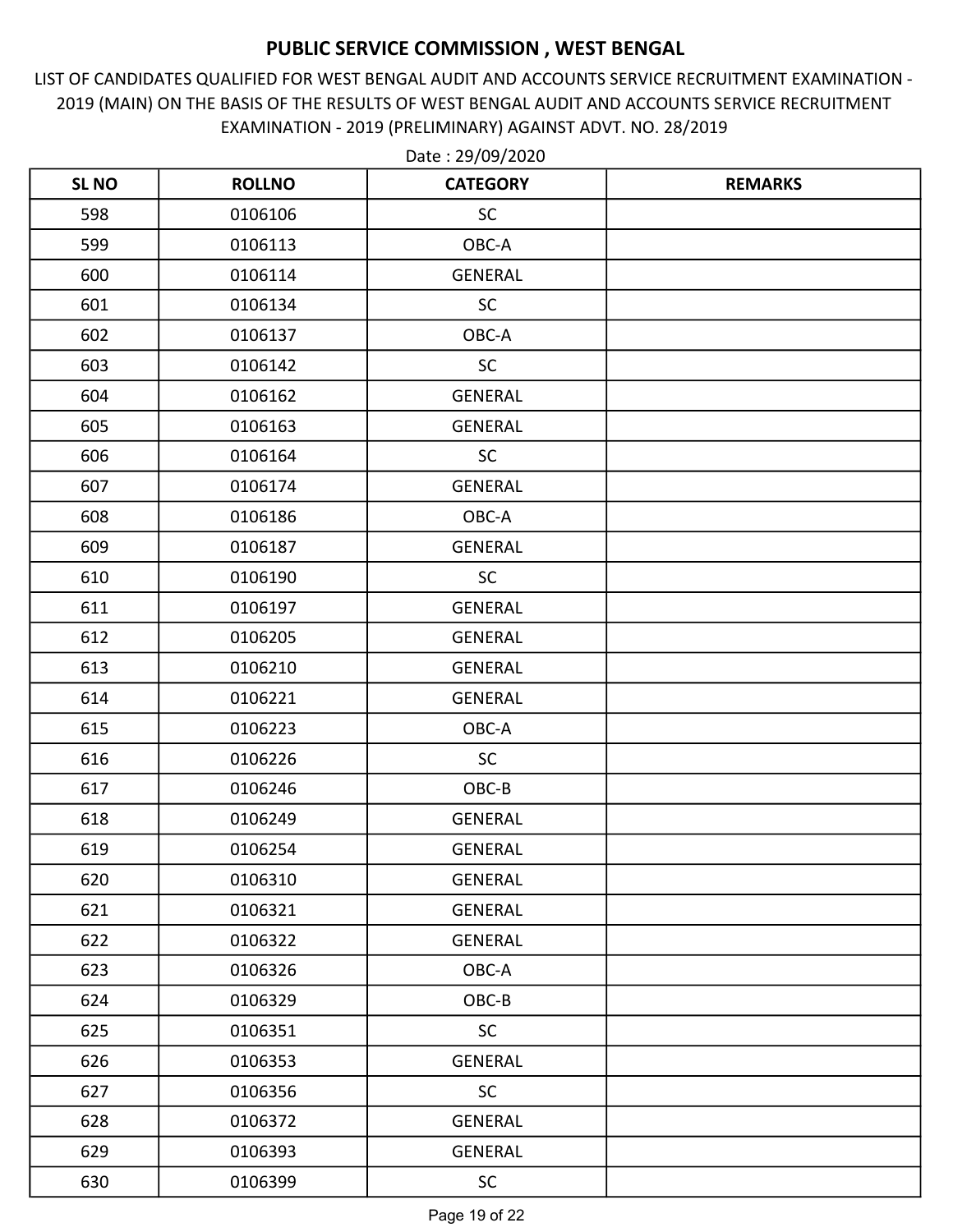# PUBLIC SERVICE COMMISSION , WEST BENGAL

LIST OF CANDIDATES QUALIFIED FOR WEST BENGAL AUDIT AND ACCOUNTS SERVICE RECRUITMENT EXAMINATION - 2019 (MAIN) ON THE BASIS OF THE RESULTS OF WEST BENGAL AUDIT AND ACCOUNTS SERVICE RECRUITMENT EXAMINATION - 2019 (PRELIMINARY) AGAINST ADVT. NO. 28/2019

Date : 29/09/2020

| SL NO | ROLLNO | CATEGORY | REMARKS |
|---|---|---|---|
| 598 | 0106106 | SC | |
| 599 | 0106113 | OBC-A | |
| 600 | 0106114 | GENERAL | |
| 601 | 0106134 | SC | |
| 602 | 0106137 | OBC-A | |
| 603 | 0106142 | SC | |
| 604 | 0106162 | GENERAL | |
| 605 | 0106163 | GENERAL | |
| 606 | 0106164 | SC | |
| 607 | 0106174 | GENERAL | |
| 608 | 0106186 | OBC-A | |
| 609 | 0106187 | GENERAL | |
| 610 | 0106190 | SC | |
| 611 | 0106197 | GENERAL | |
| 612 | 0106205 | GENERAL | |
| 613 | 0106210 | GENERAL | |
| 614 | 0106221 | GENERAL | |
| 615 | 0106223 | OBC-A | |
| 616 | 0106226 | SC | |
| 617 | 0106246 | OBC-B | |
| 618 | 0106249 | GENERAL | |
| 619 | 0106254 | GENERAL | |
| 620 | 0106310 | GENERAL | |
| 621 | 0106321 | GENERAL | |
| 622 | 0106322 | GENERAL | |
| 623 | 0106326 | OBC-A | |
| 624 | 0106329 | OBC-B | |
| 625 | 0106351 | SC | |
| 626 | 0106353 | GENERAL | |
| 627 | 0106356 | SC | |
| 628 | 0106372 | GENERAL | |
| 629 | 0106393 | GENERAL | |
| 630 | 0106399 | SC | |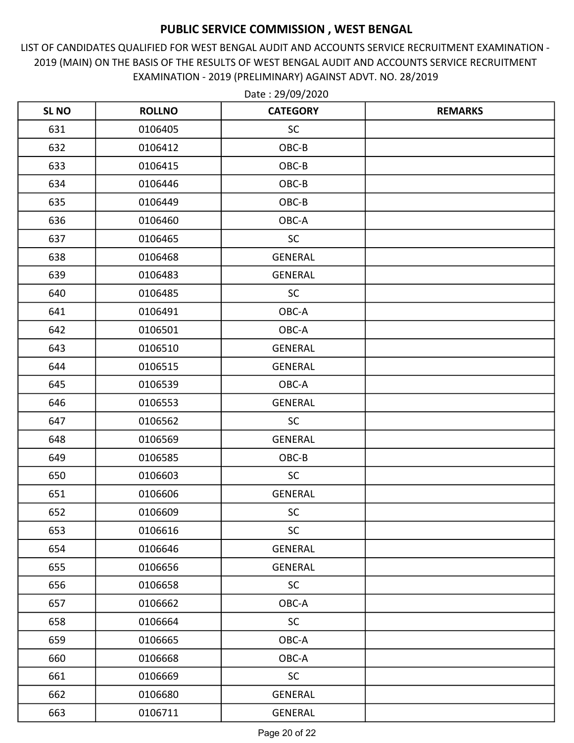# PUBLIC SERVICE COMMISSION , WEST BENGAL

LIST OF CANDIDATES QUALIFIED FOR WEST BENGAL AUDIT AND ACCOUNTS SERVICE RECRUITMENT EXAMINATION - 2019 (MAIN) ON THE BASIS OF THE RESULTS OF WEST BENGAL AUDIT AND ACCOUNTS SERVICE RECRUITMENT EXAMINATION - 2019 (PRELIMINARY) AGAINST ADVT. NO. 28/2019

Date : 29/09/2020

| SL NO | ROLLNO | CATEGORY | REMARKS |
|---|---|---|---|
| 631 | 0106405 | SC | |
| 632 | 0106412 | OBC-B | |
| 633 | 0106415 | OBC-B | |
| 634 | 0106446 | OBC-B | |
| 635 | 0106449 | OBC-B | |
| 636 | 0106460 | OBC-A | |
| 637 | 0106465 | SC | |
| 638 | 0106468 | GENERAL | |
| 639 | 0106483 | GENERAL | |
| 640 | 0106485 | SC | |
| 641 | 0106491 | OBC-A | |
| 642 | 0106501 | OBC-A | |
| 643 | 0106510 | GENERAL | |
| 644 | 0106515 | GENERAL | |
| 645 | 0106539 | OBC-A | |
| 646 | 0106553 | GENERAL | |
| 647 | 0106562 | SC | |
| 648 | 0106569 | GENERAL | |
| 649 | 0106585 | OBC-B | |
| 650 | 0106603 | SC | |
| 651 | 0106606 | GENERAL | |
| 652 | 0106609 | SC | |
| 653 | 0106616 | SC | |
| 654 | 0106646 | GENERAL | |
| 655 | 0106656 | GENERAL | |
| 656 | 0106658 | SC | |
| 657 | 0106662 | OBC-A | |
| 658 | 0106664 | SC | |
| 659 | 0106665 | OBC-A | |
| 660 | 0106668 | OBC-A | |
| 661 | 0106669 | SC | |
| 662 | 0106680 | GENERAL | |
| 663 | 0106711 | GENERAL | |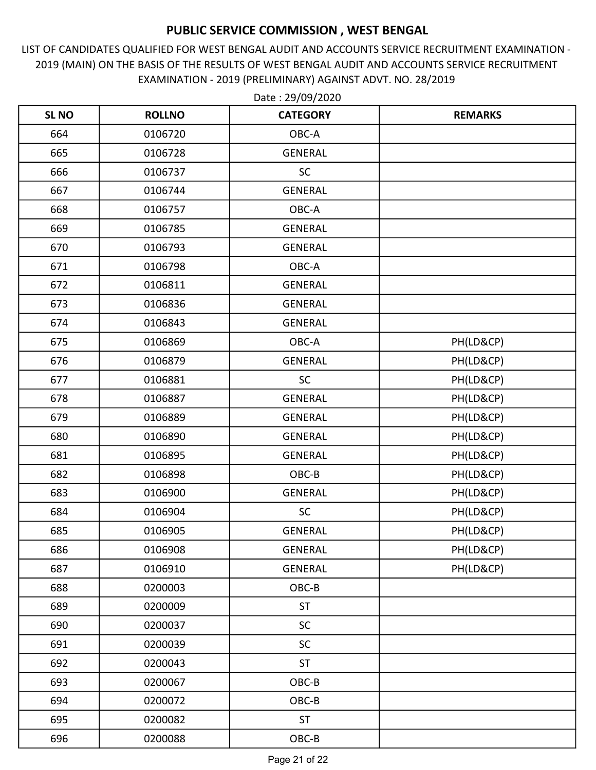# PUBLIC SERVICE COMMISSION , WEST BENGAL

LIST OF CANDIDATES QUALIFIED FOR WEST BENGAL AUDIT AND ACCOUNTS SERVICE RECRUITMENT EXAMINATION - 2019 (MAIN) ON THE BASIS OF THE RESULTS OF WEST BENGAL AUDIT AND ACCOUNTS SERVICE RECRUITMENT EXAMINATION - 2019 (PRELIMINARY) AGAINST ADVT. NO. 28/2019

Date : 29/09/2020

| SL NO | ROLLNO | CATEGORY | REMARKS |
|---|---|---|---|
| 664 | 0106720 | OBC-A | |
| 665 | 0106728 | GENERAL | |
| 666 | 0106737 | SC | |
| 667 | 0106744 | GENERAL | |
| 668 | 0106757 | OBC-A | |
| 669 | 0106785 | GENERAL | |
| 670 | 0106793 | GENERAL | |
| 671 | 0106798 | OBC-A | |
| 672 | 0106811 | GENERAL | |
| 673 | 0106836 | GENERAL | |
| 674 | 0106843 | GENERAL | |
| 675 | 0106869 | OBC-A | PH(LD&CP) |
| 676 | 0106879 | GENERAL | PH(LD&CP) |
| 677 | 0106881 | SC | PH(LD&CP) |
| 678 | 0106887 | GENERAL | PH(LD&CP) |
| 679 | 0106889 | GENERAL | PH(LD&CP) |
| 680 | 0106890 | GENERAL | PH(LD&CP) |
| 681 | 0106895 | GENERAL | PH(LD&CP) |
| 682 | 0106898 | OBC-B | PH(LD&CP) |
| 683 | 0106900 | GENERAL | PH(LD&CP) |
| 684 | 0106904 | SC | PH(LD&CP) |
| 685 | 0106905 | GENERAL | PH(LD&CP) |
| 686 | 0106908 | GENERAL | PH(LD&CP) |
| 687 | 0106910 | GENERAL | PH(LD&CP) |
| 688 | 0200003 | OBC-B | |
| 689 | 0200009 | ST | |
| 690 | 0200037 | SC | |
| 691 | 0200039 | SC | |
| 692 | 0200043 | ST | |
| 693 | 0200067 | OBC-B | |
| 694 | 0200072 | OBC-B | |
| 695 | 0200082 | ST | |
| 696 | 0200088 | OBC-B | |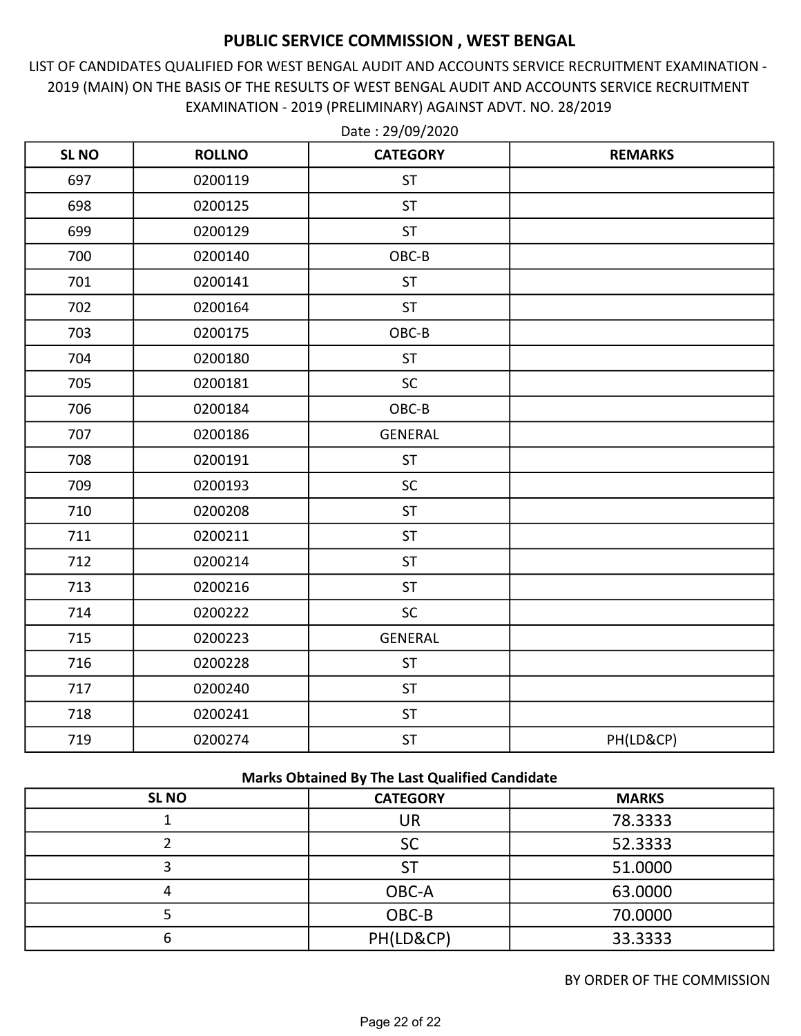## PUBLIC SERVICE COMMISSION , WEST BENGAL

LIST OF CANDIDATES QUALIFIED FOR WEST BENGAL AUDIT AND ACCOUNTS SERVICE RECRUITMENT EXAMINATION - 2019 (MAIN) ON THE BASIS OF THE RESULTS OF WEST BENGAL AUDIT AND ACCOUNTS SERVICE RECRUITMENT EXAMINATION - 2019 (PRELIMINARY) AGAINST ADVT. NO. 28/2019

Date : 29/09/2020

| SL NO | ROLLNO | CATEGORY | REMARKS |
|---|---|---|---|
| 697 | 0200119 | ST | |
| 698 | 0200125 | ST | |
| 699 | 0200129 | ST | |
| 700 | 0200140 | OBC-B | |
| 701 | 0200141 | ST | |
| 702 | 0200164 | ST | |
| 703 | 0200175 | OBC-B | |
| 704 | 0200180 | ST | |
| 705 | 0200181 | SC | |
| 706 | 0200184 | OBC-B | |
| 707 | 0200186 | GENERAL | |
| 708 | 0200191 | ST | |
| 709 | 0200193 | SC | |
| 710 | 0200208 | ST | |
| 711 | 0200211 | ST | |
| 712 | 0200214 | ST | |
| 713 | 0200216 | ST | |
| 714 | 0200222 | SC | |
| 715 | 0200223 | GENERAL | |
| 716 | 0200228 | ST | |
| 717 | 0200240 | ST | |
| 718 | 0200241 | ST | |
| 719 | 0200274 | ST | PH(LD&CP) |

**Marks Obtained By The Last Qualified Candidate**

| SL NO | CATEGORY | MARKS |
|---|---|---|
| 1 | UR | 78.3333 |
| 2 | SC | 52.3333 |
| 3 | ST | 51.0000 |
| 4 | OBC-A | 63.0000 |
| 5 | OBC-B | 70.0000 |
| 6 | PH(LD&CP) | 33.3333 |

BY ORDER OF THE COMMISSION